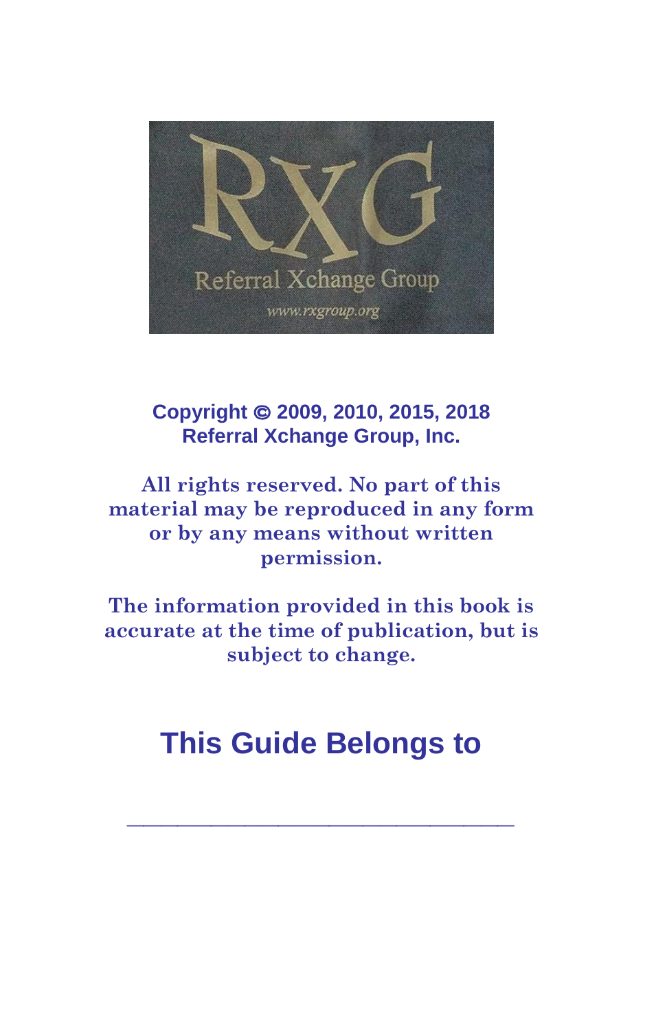RXG

Referral Xchange Group

www.rxgroup.org

**Copyright © 2009, 2010, 2015, 2018**
**Referral Xchange Group, Inc.**

**All rights reserved. No part of this material may be reproduced in any form or by any means without written permission.**

**The information provided in this book is accurate at the time of publication, but is subject to change.**

# This Guide Belongs to

___________________________________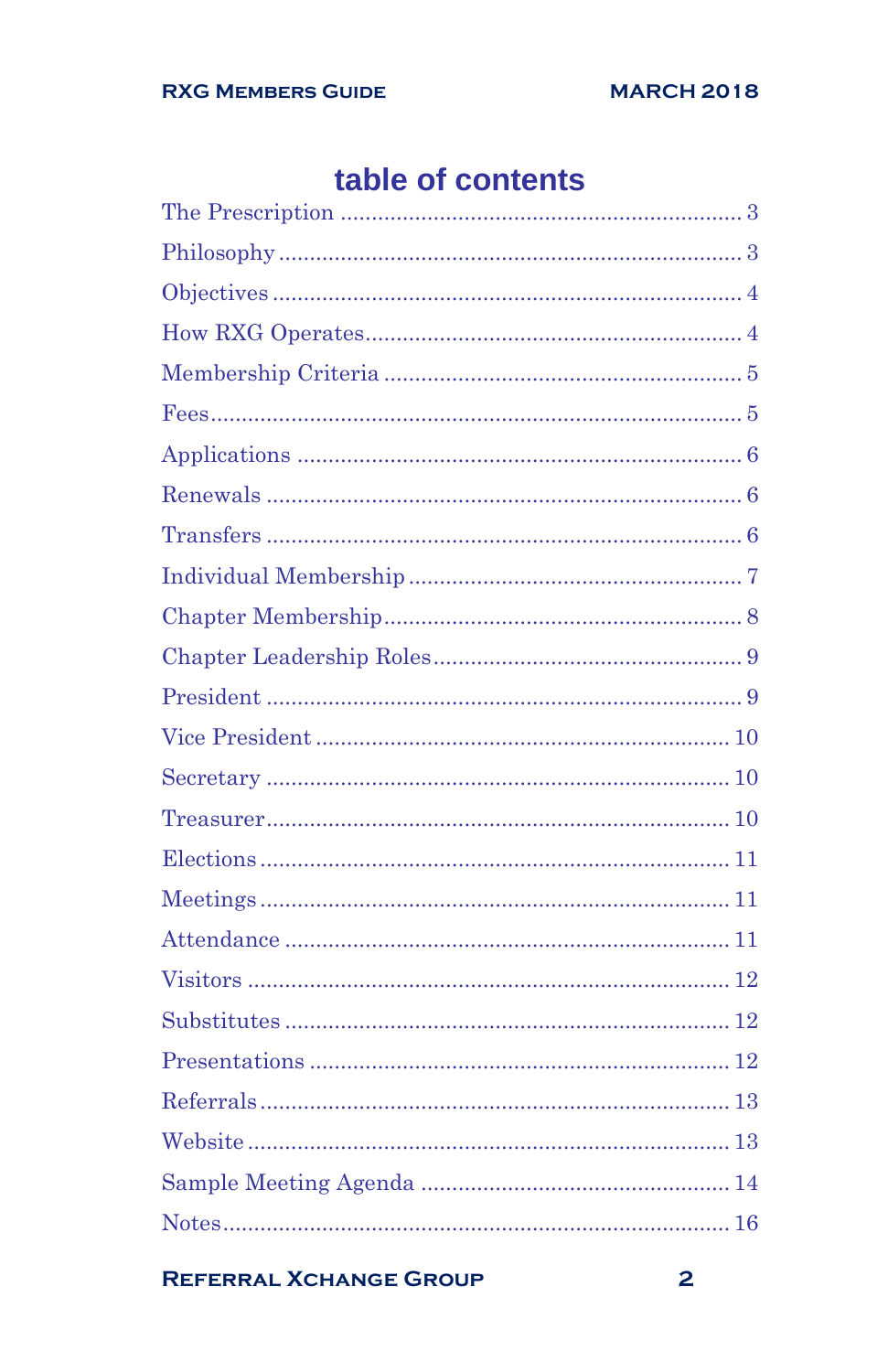# table of contents

| | |
|---|---|
| The Prescription | 3 |
| Philosophy | 3 |
| Objectives | 4 |
| How RXG Operates | 4 |
| Membership Criteria | 5 |
| Fees | 5 |
| Applications | 6 |
| Renewals | 6 |
| Transfers | 6 |
| Individual Membership | 7 |
| Chapter Membership | 8 |
| Chapter Leadership Roles | 9 |
| President | 9 |
| Vice President | 10 |
| Secretary | 10 |
| Treasurer | 10 |
| Elections | 11 |
| Meetings | 11 |
| Attendance | 11 |
| Visitors | 12 |
| Substitutes | 12 |
| Presentations | 12 |
| Referrals | 13 |
| Website | 13 |
| Sample Meeting Agenda | 14 |
| Notes | 16 |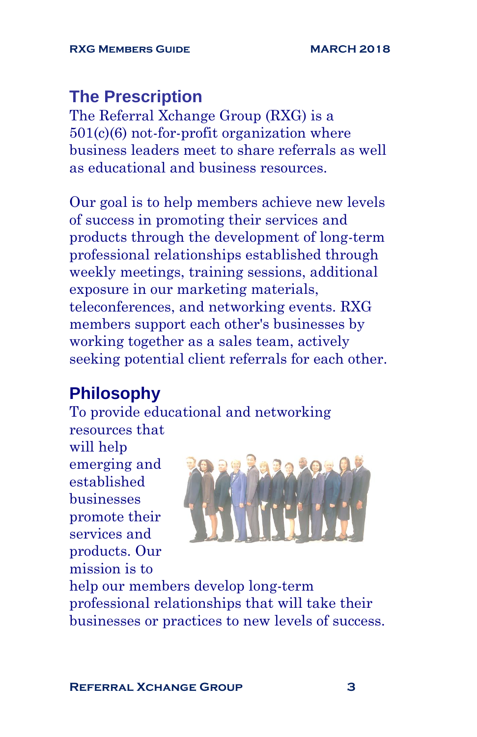## The Prescription

The Referral Xchange Group (RXG) is a 501(c)(6) not-for-profit organization where business leaders meet to share referrals as well as educational and business resources.

Our goal is to help members achieve new levels of success in promoting their services and products through the development of long-term professional relationships established through weekly meetings, training sessions, additional exposure in our marketing materials, teleconferences, and networking events. RXG members support each other's businesses by working together as a sales team, actively seeking potential client referrals for each other.

## Philosophy

To provide educational and networking resources that will help emerging and established businesses promote their services and products. Our mission is to help our members develop long-term professional relationships that will take their businesses or practices to new levels of success.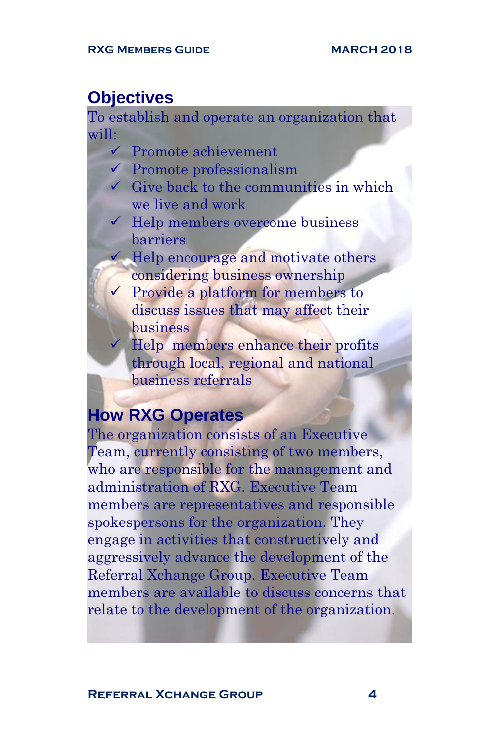## Objectives

To establish and operate an organization that will:

- ✓ Promote achievement
- ✓ Promote professionalism
- ✓ Give back to the communities in which we live and work
- ✓ Help members overcome business barriers
- ✓ Help encourage and motivate others considering business ownership
- ✓ Provide a platform for members to discuss issues that may affect their business
- ✓ Help members enhance their profits through local, regional and national business referrals

## How RXG Operates

The organization consists of an Executive Team, currently consisting of two members, who are responsible for the management and administration of RXG. Executive Team members are representatives and responsible spokespersons for the organization. They engage in activities that constructively and aggressively advance the development of the Referral Xchange Group. Executive Team members are available to discuss concerns that relate to the development of the organization.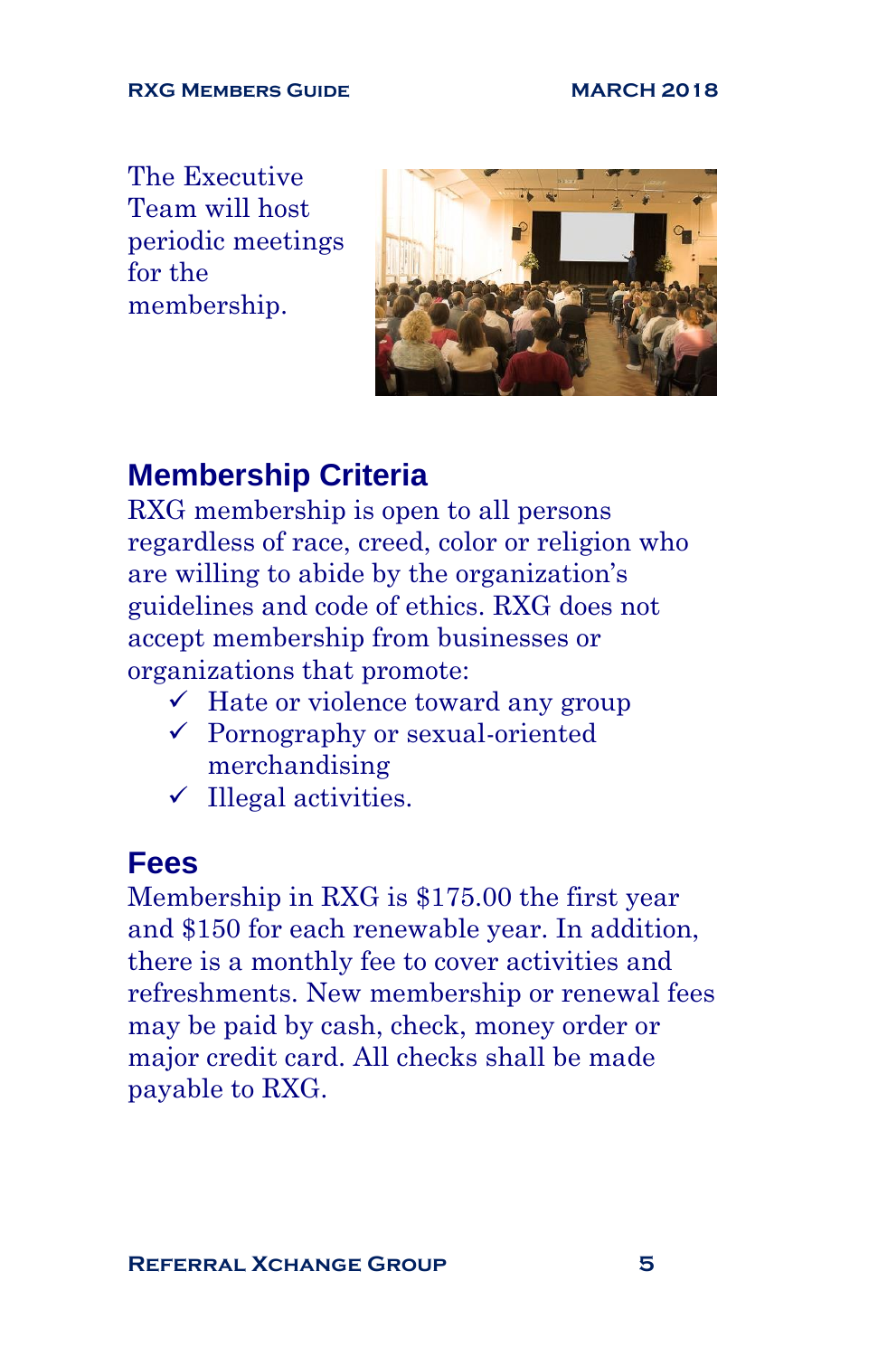The Executive Team will host periodic meetings for the membership.

## Membership Criteria

RXG membership is open to all persons regardless of race, creed, color or religion who are willing to abide by the organization's guidelines and code of ethics. RXG does not accept membership from businesses or organizations that promote:

- ✓ Hate or violence toward any group
- ✓ Pornography or sexual-oriented merchandising
- ✓ Illegal activities.

## Fees

Membership in RXG is $175.00 the first year and $150 for each renewable year. In addition, there is a monthly fee to cover activities and refreshments. New membership or renewal fees may be paid by cash, check, money order or major credit card. All checks shall be made payable to RXG.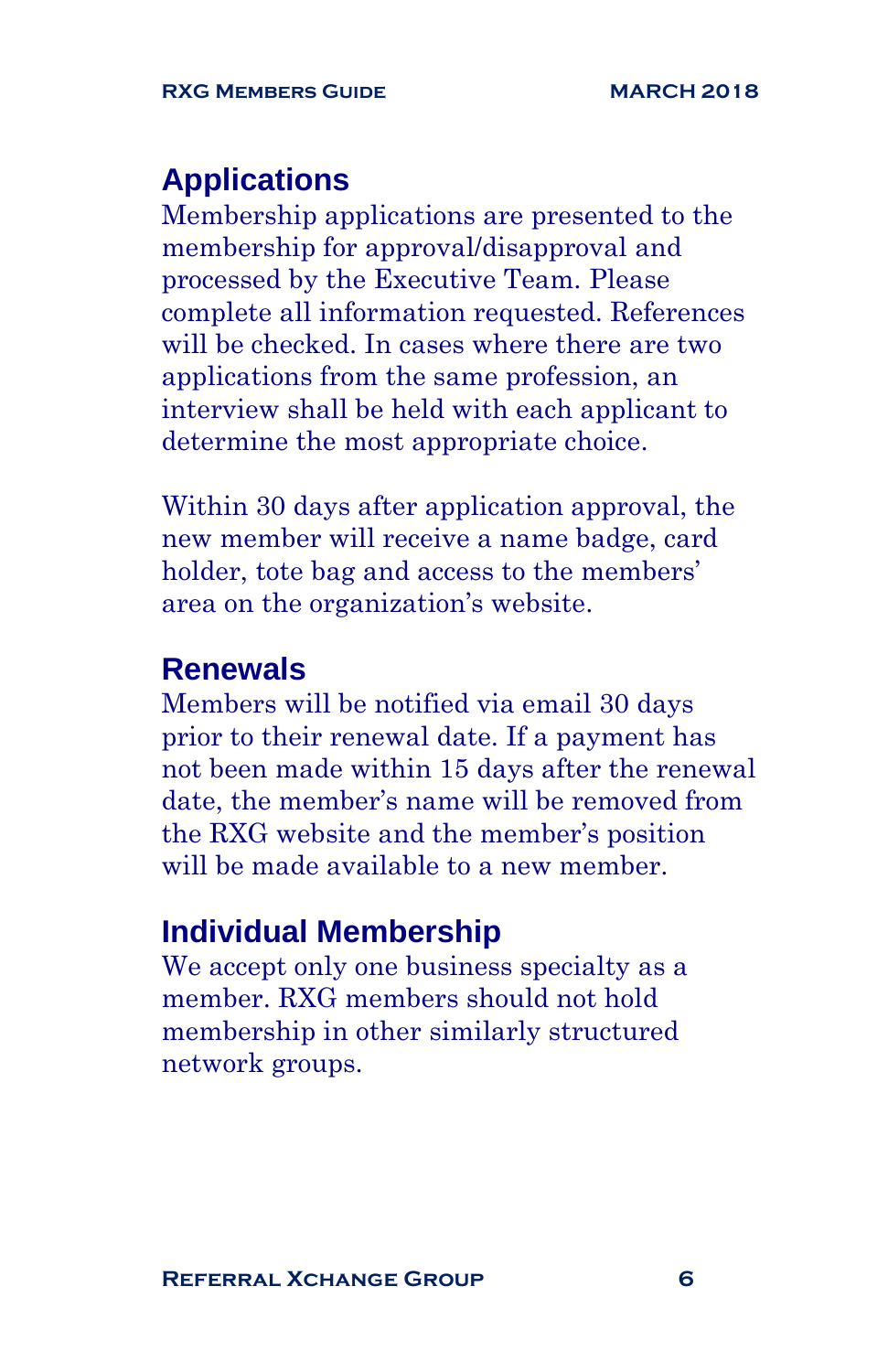## Applications

Membership applications are presented to the membership for approval/disapproval and processed by the Executive Team. Please complete all information requested. References will be checked. In cases where there are two applications from the same profession, an interview shall be held with each applicant to determine the most appropriate choice.

Within 30 days after application approval, the new member will receive a name badge, card holder, tote bag and access to the members' area on the organization's website.

## Renewals

Members will be notified via email 30 days prior to their renewal date. If a payment has not been made within 15 days after the renewal date, the member's name will be removed from the RXG website and the member's position will be made available to a new member.

## Individual Membership

We accept only one business specialty as a member. RXG members should not hold membership in other similarly structured network groups.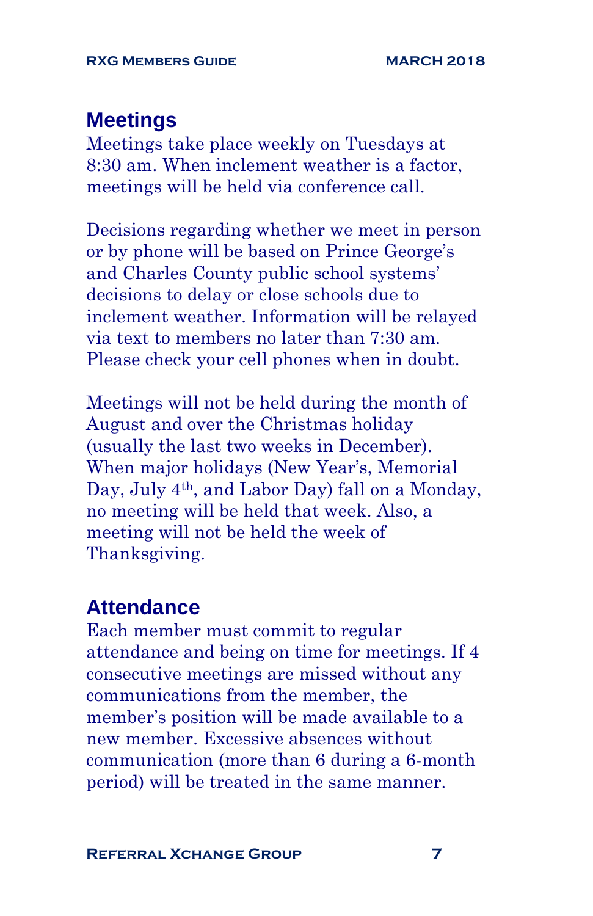## Meetings

Meetings take place weekly on Tuesdays at 8:30 am. When inclement weather is a factor, meetings will be held via conference call.

Decisions regarding whether we meet in person or by phone will be based on Prince George's and Charles County public school systems' decisions to delay or close schools due to inclement weather. Information will be relayed via text to members no later than 7:30 am. Please check your cell phones when in doubt.

Meetings will not be held during the month of August and over the Christmas holiday (usually the last two weeks in December). When major holidays (New Year's, Memorial Day, July 4th, and Labor Day) fall on a Monday, no meeting will be held that week. Also, a meeting will not be held the week of Thanksgiving.

## Attendance

Each member must commit to regular attendance and being on time for meetings. If 4 consecutive meetings are missed without any communications from the member, the member's position will be made available to a new member. Excessive absences without communication (more than 6 during a 6-month period) will be treated in the same manner.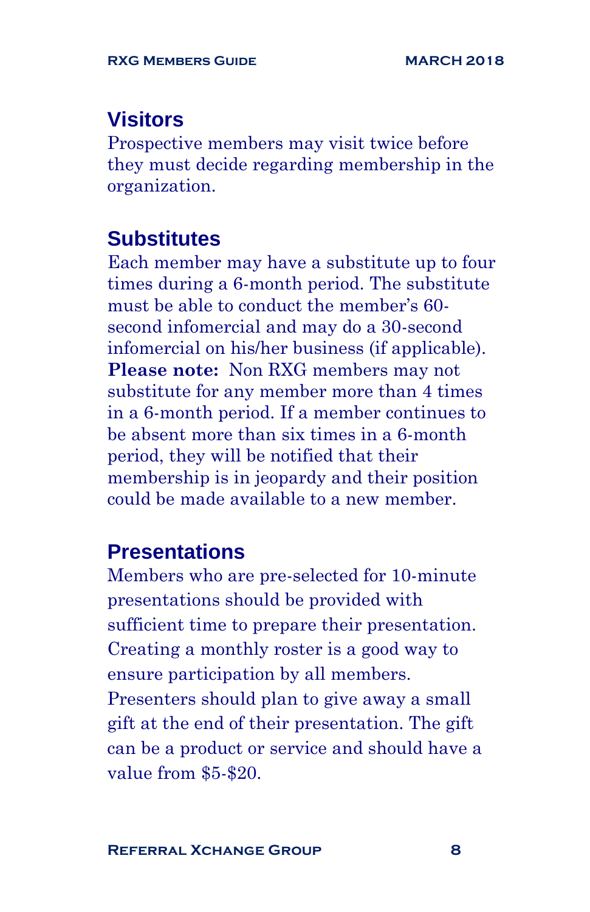## Visitors

Prospective members may visit twice before they must decide regarding membership in the organization.

## Substitutes

Each member may have a substitute up to four times during a 6-month period. The substitute must be able to conduct the member's 60-second infomercial and may do a 30-second infomercial on his/her business (if applicable). **Please note:** Non RXG members may not substitute for any member more than 4 times in a 6-month period. If a member continues to be absent more than six times in a 6-month period, they will be notified that their membership is in jeopardy and their position could be made available to a new member.

## Presentations

Members who are pre-selected for 10-minute presentations should be provided with sufficient time to prepare their presentation. Creating a monthly roster is a good way to ensure participation by all members. Presenters should plan to give away a small gift at the end of their presentation. The gift can be a product or service and should have a value from $5-$20.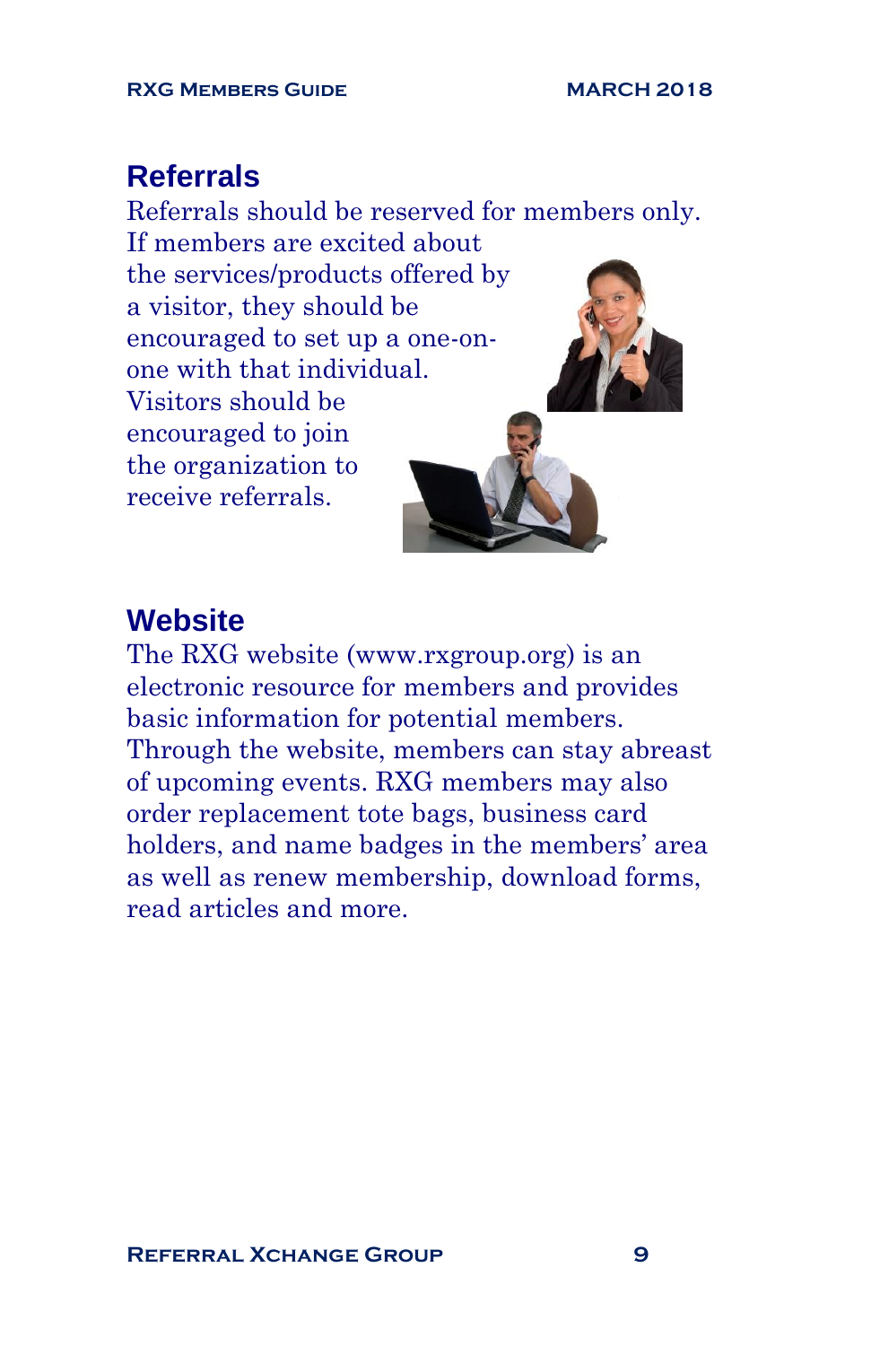## Referrals

Referrals should be reserved for members only. If members are excited about the services/products offered by a visitor, they should be encouraged to set up a one-on-one with that individual. Visitors should be encouraged to join the organization to receive referrals.

## Website

The RXG website (www.rxgroup.org) is an electronic resource for members and provides basic information for potential members. Through the website, members can stay abreast of upcoming events. RXG members may also order replacement tote bags, business card holders, and name badges in the members' area as well as renew membership, download forms, read articles and more.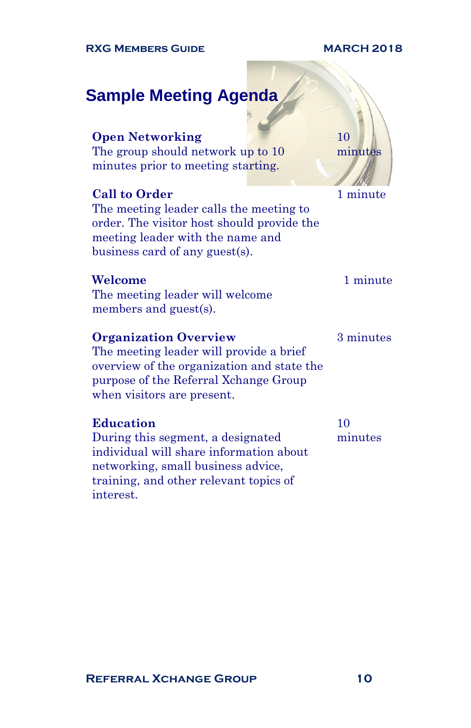## Sample Meeting Agenda

**Open Networking** — 10 minutes
The group should network up to 10 minutes prior to meeting starting.

**Call to Order** — 1 minute
The meeting leader calls the meeting to order. The visitor host should provide the meeting leader with the name and business card of any guest(s).

**Welcome** — 1 minute
The meeting leader will welcome members and guest(s).

**Organization Overview** — 3 minutes
The meeting leader will provide a brief overview of the organization and state the purpose of the Referral Xchange Group when visitors are present.

**Education** — 10 minutes
During this segment, a designated individual will share information about networking, small business advice, training, and other relevant topics of interest.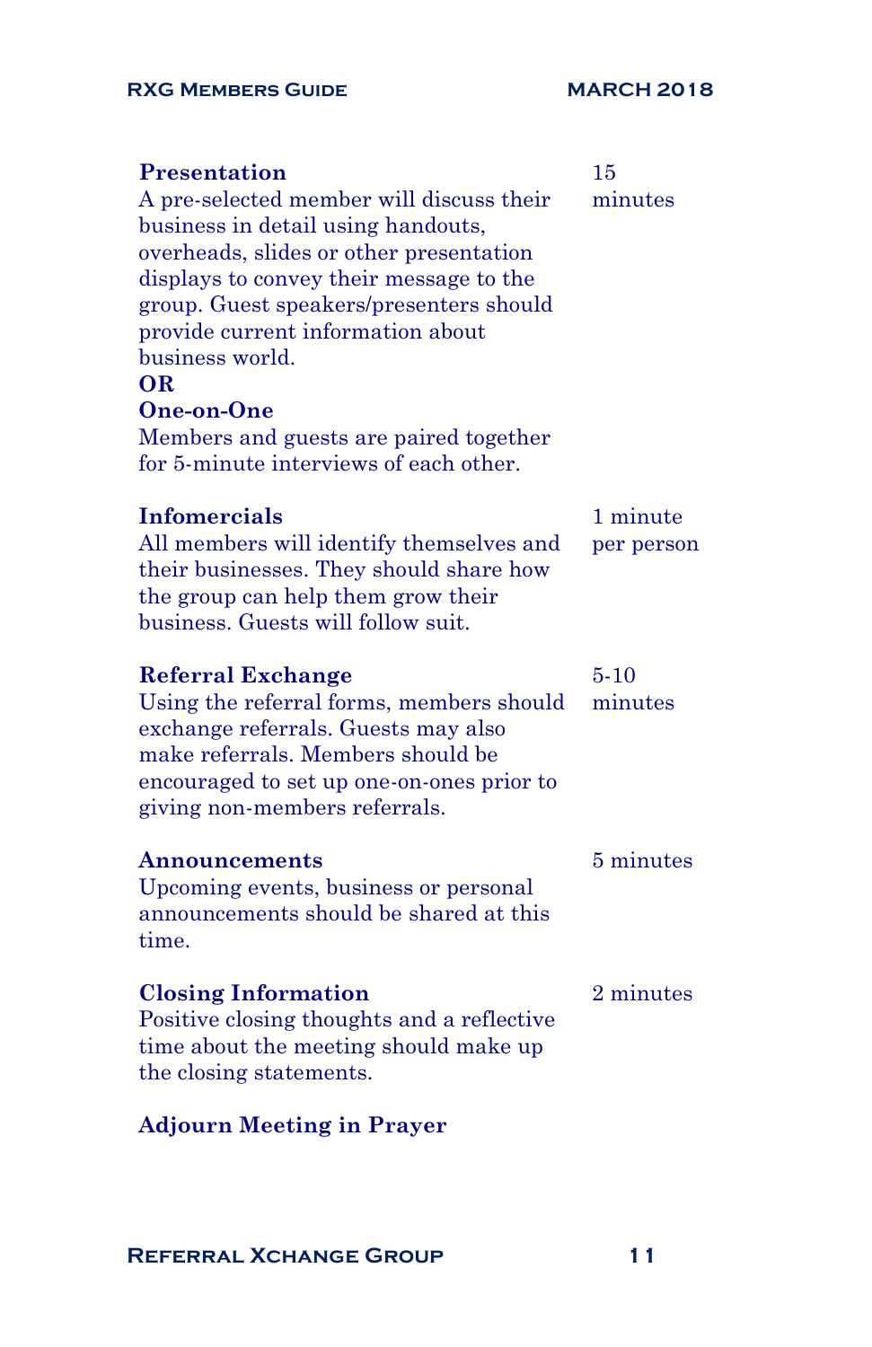| | |
|---|---|
| **Presentation**<br>A pre-selected member will discuss their business in detail using handouts, overheads, slides or other presentation displays to convey their message to the group. Guest speakers/presenters should provide current information about business world.<br>**OR**<br>**One-on-One**<br>Members and guests are paired together for 5-minute interviews of each other. | 15 minutes |
| **Infomercials**<br>All members will identify themselves and their businesses. They should share how the group can help them grow their business. Guests will follow suit. | 1 minute per person |
| **Referral Exchange**<br>Using the referral forms, members should exchange referrals. Guests may also make referrals. Members should be encouraged to set up one-on-ones prior to giving non-members referrals. | 5-10 minutes |
| **Announcements**<br>Upcoming events, business or personal announcements should be shared at this time. | 5 minutes |
| **Closing Information**<br>Positive closing thoughts and a reflective time about the meeting should make up the closing statements. | 2 minutes |

**Adjourn Meeting in Prayer**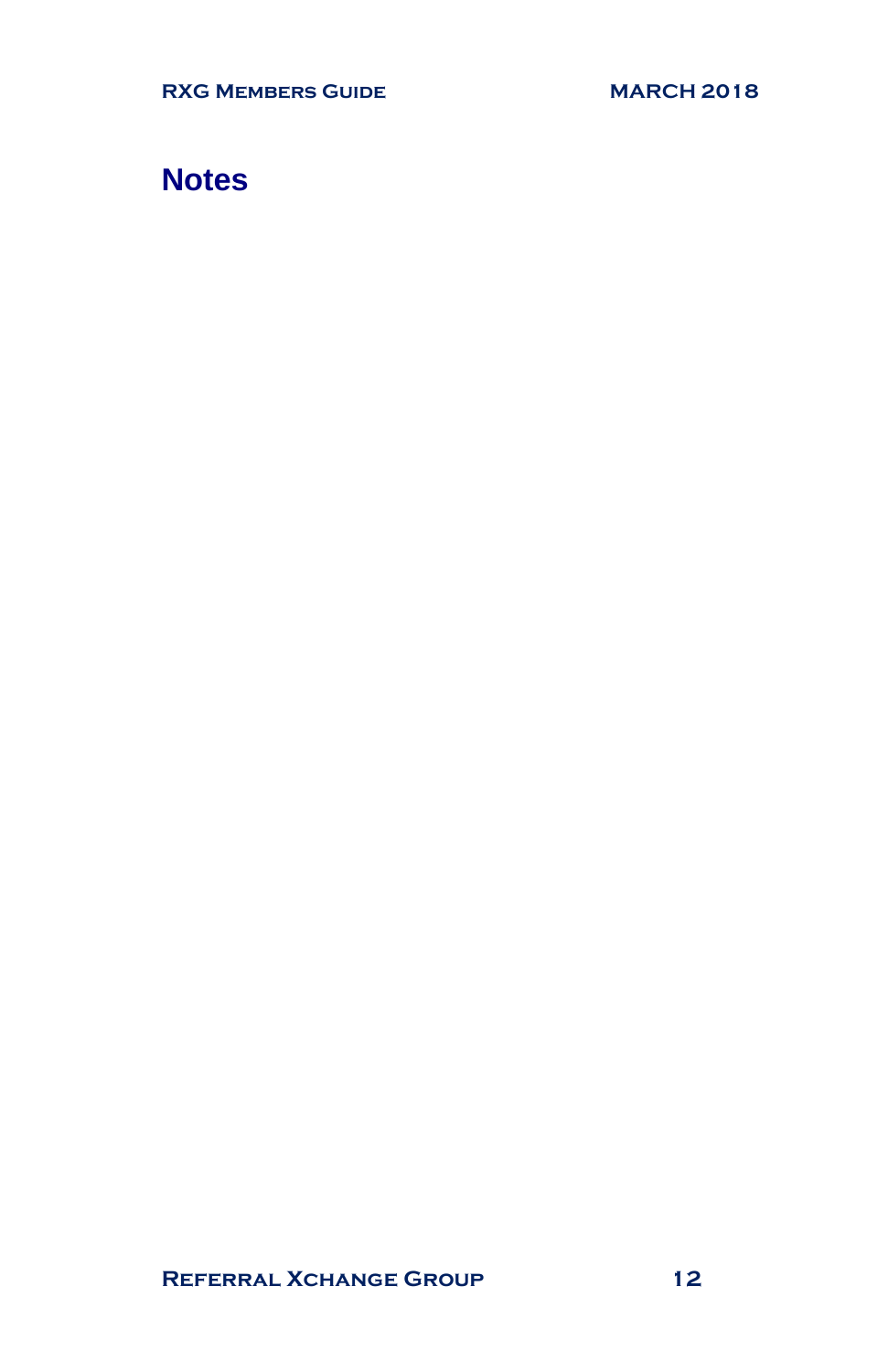# Notes